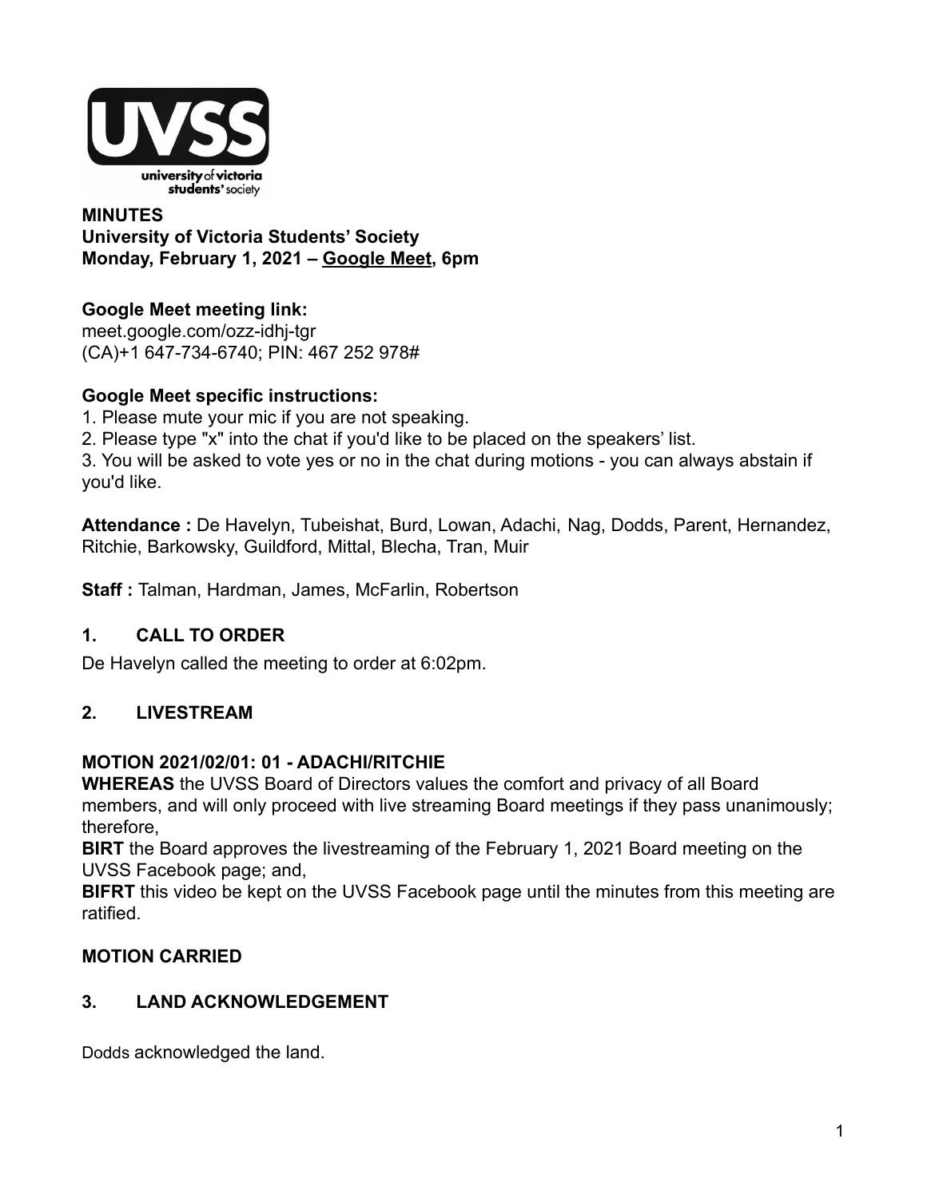**MINUTES**
**University of Victoria Students' Society**
**Monday, February 1, 2021 – Google Meet, 6pm**

**Google Meet meeting link:**
meet.google.com/ozz-idhj-tgr
(CA)+1 647-734-6740; PIN: 467 252 978#

**Google Meet specific instructions:**

1. Please mute your mic if you are not speaking.
2. Please type "x" into the chat if you'd like to be placed on the speakers' list.
3. You will be asked to vote yes or no in the chat during motions - you can always abstain if you'd like.

**Attendance :** De Havelyn, Tubeishat, Burd, Lowan, Adachi, Nag, Dodds, Parent, Hernandez, Ritchie, Barkowsky, Guildford, Mittal, Blecha, Tran, Muir

**Staff :** Talman, Hardman, James, McFarlin, Robertson

## 1. CALL TO ORDER

De Havelyn called the meeting to order at 6:02pm.

## 2. LIVESTREAM

**MOTION 2021/02/01: 01 - ADACHI/RITCHIE**
**WHEREAS** the UVSS Board of Directors values the comfort and privacy of all Board members, and will only proceed with live streaming Board meetings if they pass unanimously; therefore,
**BIRT** the Board approves the livestreaming of the February 1, 2021 Board meeting on the UVSS Facebook page; and,
**BIFRT** this video be kept on the UVSS Facebook page until the minutes from this meeting are ratified.

**MOTION CARRIED**

## 3. LAND ACKNOWLEDGEMENT

Dodds acknowledged the land.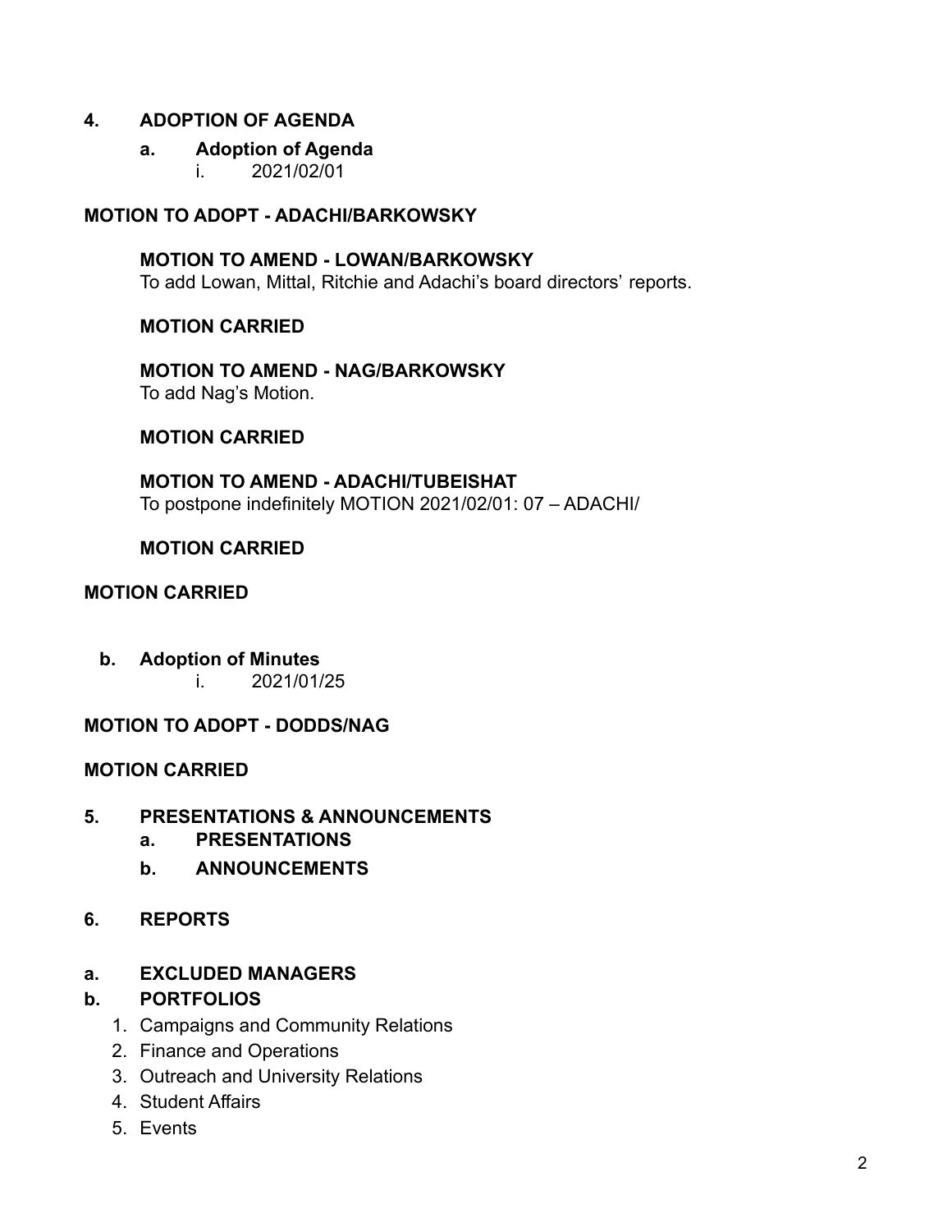## 4. ADOPTION OF AGENDA

### a. Adoption of Agenda

i. 2021/02/01

**MOTION TO ADOPT - ADACHI/BARKOWSKY**

**MOTION TO AMEND - LOWAN/BARKOWSKY**
To add Lowan, Mittal, Ritchie and Adachi's board directors' reports.

**MOTION CARRIED**

**MOTION TO AMEND - NAG/BARKOWSKY**
To add Nag's Motion.

**MOTION CARRIED**

**MOTION TO AMEND - ADACHI/TUBEISHAT**
To postpone indefinitely MOTION 2021/02/01: 07 – ADACHI/

**MOTION CARRIED**

**MOTION CARRIED**

### b. Adoption of Minutes

i. 2021/01/25

**MOTION TO ADOPT - DODDS/NAG**

**MOTION CARRIED**

## 5. PRESENTATIONS & ANNOUNCEMENTS

### a. PRESENTATIONS

### b. ANNOUNCEMENTS

## 6. REPORTS

### a. EXCLUDED MANAGERS

### b. PORTFOLIOS

1. Campaigns and Community Relations
2. Finance and Operations
3. Outreach and University Relations
4. Student Affairs
5. Events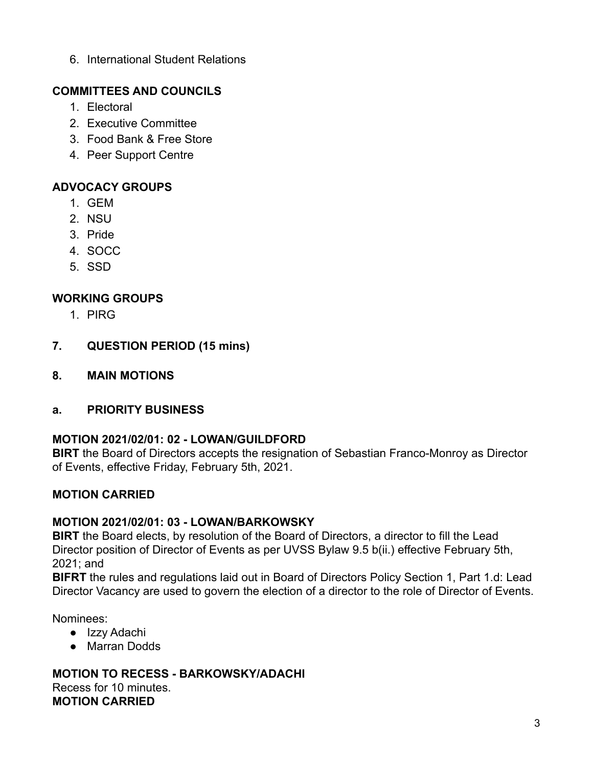6. International Student Relations

**COMMITTEES AND COUNCILS**

1. Electoral
2. Executive Committee
3. Food Bank & Free Store
4. Peer Support Centre

**ADVOCACY GROUPS**

1. GEM
2. NSU
3. Pride
4. SOCC
5. SSD

**WORKING GROUPS**

1. PIRG

**7. QUESTION PERIOD (15 mins)**

**8. MAIN MOTIONS**

**a. PRIORITY BUSINESS**

**MOTION 2021/02/01: 02 - LOWAN/GUILDFORD**
**BIRT** the Board of Directors accepts the resignation of Sebastian Franco-Monroy as Director of Events, effective Friday, February 5th, 2021.

**MOTION CARRIED**

**MOTION 2021/02/01: 03 - LOWAN/BARKOWSKY**
**BIRT** the Board elects, by resolution of the Board of Directors, a director to fill the Lead Director position of Director of Events as per UVSS Bylaw 9.5 b(ii.) effective February 5th, 2021; and
**BIFRT** the rules and regulations laid out in Board of Directors Policy Section 1, Part 1.d: Lead Director Vacancy are used to govern the election of a director to the role of Director of Events.

Nominees:

- Izzy Adachi
- Marran Dodds

**MOTION TO RECESS - BARKOWSKY/ADACHI**
Recess for 10 minutes.
**MOTION CARRIED**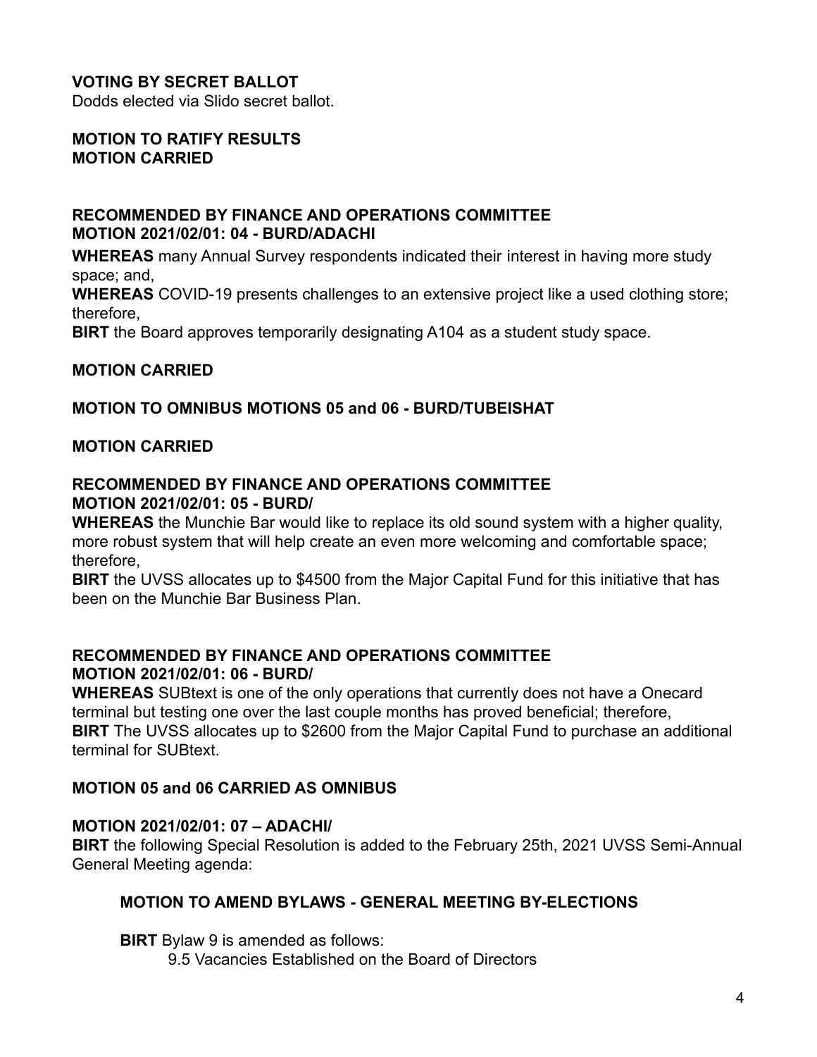**VOTING BY SECRET BALLOT**
Dodds elected via Slido secret ballot.

**MOTION TO RATIFY RESULTS**
**MOTION CARRIED**

**RECOMMENDED BY FINANCE AND OPERATIONS COMMITTEE**
**MOTION 2021/02/01: 04 - BURD/ADACHI**

**WHEREAS** many Annual Survey respondents indicated their interest in having more study space; and,
**WHEREAS** COVID-19 presents challenges to an extensive project like a used clothing store; therefore,
**BIRT** the Board approves temporarily designating A104 as a student study space.

**MOTION CARRIED**

**MOTION TO OMNIBUS MOTIONS 05 and 06 - BURD/TUBEISHAT**

**MOTION CARRIED**

**RECOMMENDED BY FINANCE AND OPERATIONS COMMITTEE**
**MOTION 2021/02/01: 05 - BURD/**
**WHEREAS** the Munchie Bar would like to replace its old sound system with a higher quality, more robust system that will help create an even more welcoming and comfortable space; therefore,
**BIRT** the UVSS allocates up to $4500 from the Major Capital Fund for this initiative that has been on the Munchie Bar Business Plan.

**RECOMMENDED BY FINANCE AND OPERATIONS COMMITTEE**
**MOTION 2021/02/01: 06 - BURD/**
**WHEREAS** SUBtext is one of the only operations that currently does not have a Onecard terminal but testing one over the last couple months has proved beneficial; therefore,
**BIRT** The UVSS allocates up to $2600 from the Major Capital Fund to purchase an additional terminal for SUBtext.

**MOTION 05 and 06 CARRIED AS OMNIBUS**

**MOTION 2021/02/01: 07 – ADACHI/**
**BIRT** the following Special Resolution is added to the February 25th, 2021 UVSS Semi-Annual General Meeting agenda:

> **MOTION TO AMEND BYLAWS - GENERAL MEETING BY-ELECTIONS**
>
> **BIRT** Bylaw 9 is amended as follows:
>
> 9.5 Vacancies Established on the Board of Directors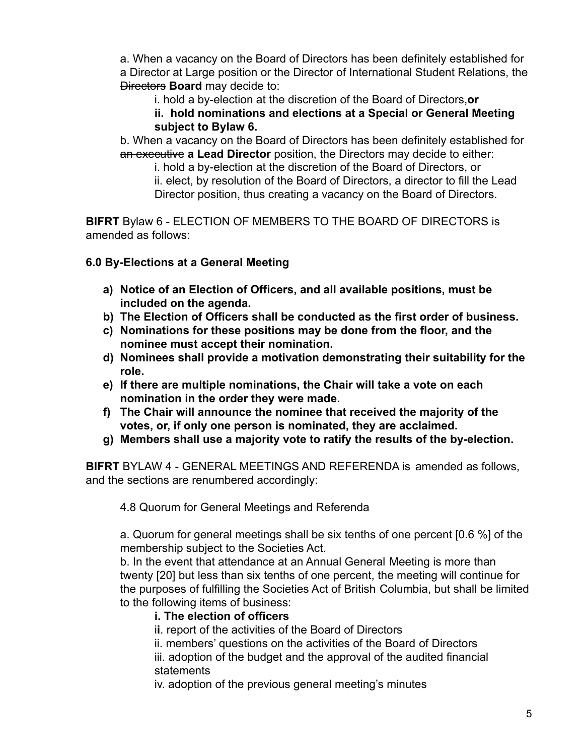a. When a vacancy on the Board of Directors has been definitely established for a Director at Large position or the Director of International Student Relations, the ~~Directors~~ **Board** may decide to:

i. hold a by-election at the discretion of the Board of Directors,**or**

**ii. hold nominations and elections at a Special or General Meeting subject to Bylaw 6.**

b. When a vacancy on the Board of Directors has been definitely established for ~~an executive~~ **a Lead Director** position, the Directors may decide to either:

i. hold a by-election at the discretion of the Board of Directors, or

ii. elect, by resolution of the Board of Directors, a director to fill the Lead Director position, thus creating a vacancy on the Board of Directors.

**BIFRT** Bylaw 6 - ELECTION OF MEMBERS TO THE BOARD OF DIRECTORS is amended as follows:

**6.0 By-Elections at a General Meeting**

a) **Notice of an Election of Officers, and all available positions, must be included on the agenda.**
b) **The Election of Officers shall be conducted as the first order of business.**
c) **Nominations for these positions may be done from the floor, and the nominee must accept their nomination.**
d) **Nominees shall provide a motivation demonstrating their suitability for the role.**
e) **If there are multiple nominations, the Chair will take a vote on each nomination in the order they were made.**
f) **The Chair will announce the nominee that received the majority of the votes, or, if only one person is nominated, they are acclaimed.**
g) **Members shall use a majority vote to ratify the results of the by-election.**

**BIFRT** BYLAW 4 - GENERAL MEETINGS AND REFERENDA is amended as follows, and the sections are renumbered accordingly:

4.8 Quorum for General Meetings and Referenda

a. Quorum for general meetings shall be six tenths of one percent [0.6 %] of the membership subject to the Societies Act.

b. In the event that attendance at an Annual General Meeting is more than twenty [20] but less than six tenths of one percent, the meeting will continue for the purposes of fulfilling the Societies Act of British Columbia, but shall be limited to the following items of business:

**i. The election of officers**

i**i**. report of the activities of the Board of Directors

ii. members' questions on the activities of the Board of Directors

iii. adoption of the budget and the approval of the audited financial statements

iv. adoption of the previous general meeting's minutes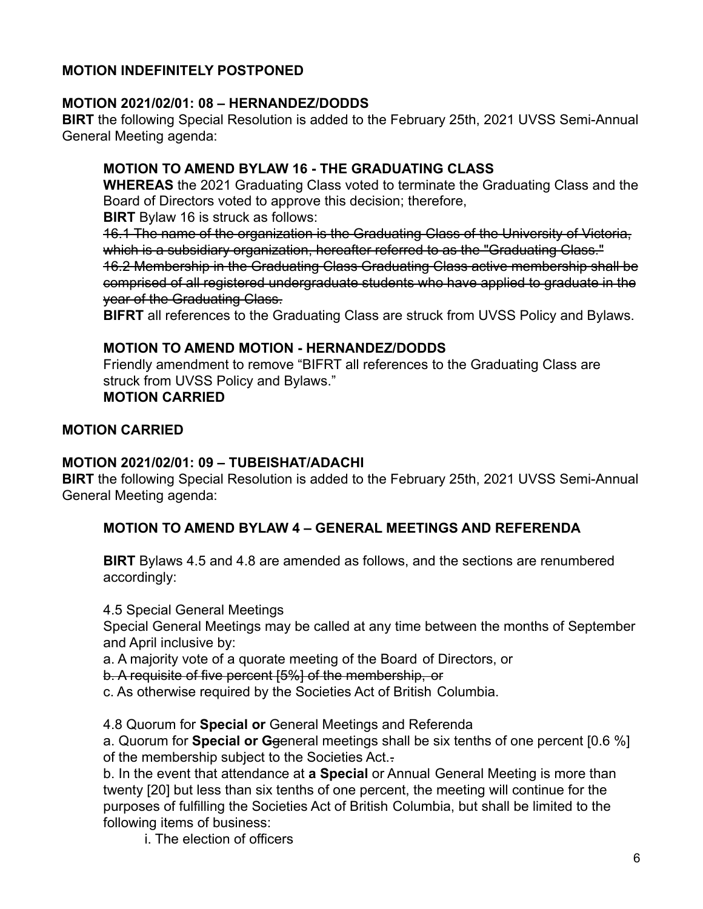**MOTION INDEFINITELY POSTPONED**

**MOTION 2021/02/01: 08 – HERNANDEZ/DODDS**
**BIRT** the following Special Resolution is added to the February 25th, 2021 UVSS Semi-Annual General Meeting agenda:

> **MOTION TO AMEND BYLAW 16 - THE GRADUATING CLASS**
> **WHEREAS** the 2021 Graduating Class voted to terminate the Graduating Class and the Board of Directors voted to approve this decision; therefore,
> **BIRT** Bylaw 16 is struck as follows:
> ~~16.1 The name of the organization is the Graduating Class of the University of Victoria, which is a subsidiary organization, hereafter referred to as the "Graduating Class."~~
> ~~16.2 Membership in the Graduating Class Graduating Class active membership shall be comprised of all registered undergraduate students who have applied to graduate in the year of the Graduating Class.~~
> **BIFRT** all references to the Graduating Class are struck from UVSS Policy and Bylaws.
>
> **MOTION TO AMEND MOTION - HERNANDEZ/DODDS**
> Friendly amendment to remove "BIFRT all references to the Graduating Class are struck from UVSS Policy and Bylaws."
> **MOTION CARRIED**

**MOTION CARRIED**

**MOTION 2021/02/01: 09 – TUBEISHAT/ADACHI**
**BIRT** the following Special Resolution is added to the February 25th, 2021 UVSS Semi-Annual General Meeting agenda:

> **MOTION TO AMEND BYLAW 4 – GENERAL MEETINGS AND REFERENDA**
>
> **BIRT** Bylaws 4.5 and 4.8 are amended as follows, and the sections are renumbered accordingly:
>
> 4.5 Special General Meetings
> Special General Meetings may be called at any time between the months of September and April inclusive by:
> a. A majority vote of a quorate meeting of the Board of Directors, or
> ~~b. A requisite of five percent [5%] of the membership, or~~
> c. As otherwise required by the Societies Act of British Columbia.
>
> 4.8 Quorum for **Special or** General Meetings and Referenda
> a. Quorum for **Special or G**~~g~~eneral meetings shall be six tenths of one percent [0.6 %] of the membership subject to the Societies Act.~~.~~
> b. In the event that attendance at **a Special** or Annual General Meeting is more than twenty [20] but less than six tenths of one percent, the meeting will continue for the purposes of fulfilling the Societies Act of British Columbia, but shall be limited to the following items of business:
>
> i. The election of officers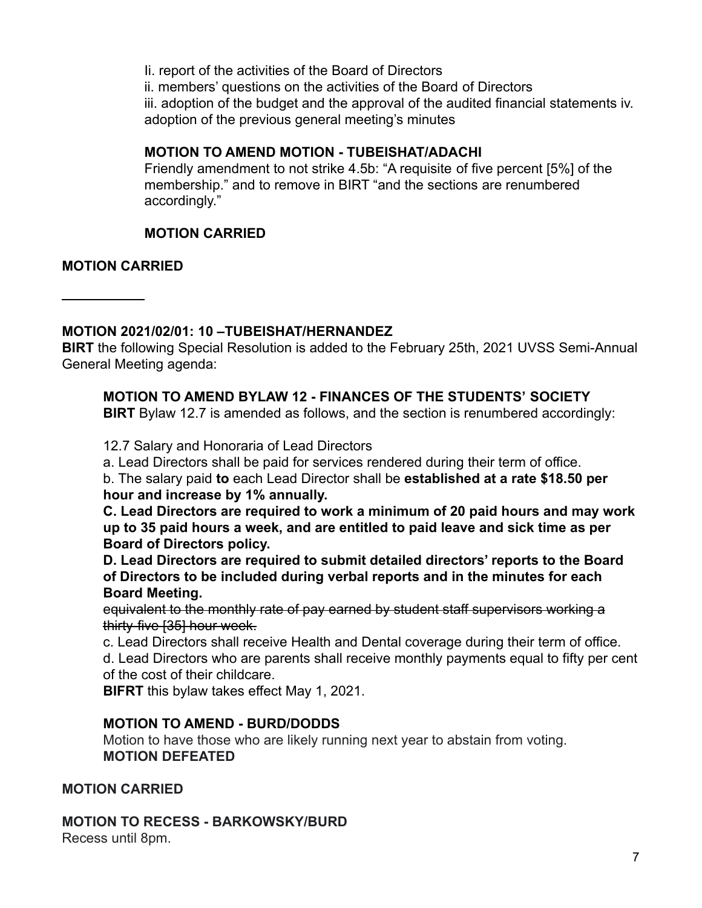Ii. report of the activities of the Board of Directors
ii. members' questions on the activities of the Board of Directors
iii. adoption of the budget and the approval of the audited financial statements iv. adoption of the previous general meeting's minutes

**MOTION TO AMEND MOTION - TUBEISHAT/ADACHI**
Friendly amendment to not strike 4.5b: "A requisite of five percent [5%] of the membership." and to remove in BIRT "and the sections are renumbered accordingly."

**MOTION CARRIED**

**MOTION CARRIED**

---

**MOTION 2021/02/01: 10 –TUBEISHAT/HERNANDEZ**
**BIRT** the following Special Resolution is added to the February 25th, 2021 UVSS Semi-Annual General Meeting agenda:

**MOTION TO AMEND BYLAW 12 - FINANCES OF THE STUDENTS' SOCIETY**
**BIRT** Bylaw 12.7 is amended as follows, and the section is renumbered accordingly:

12.7 Salary and Honoraria of Lead Directors
a. Lead Directors shall be paid for services rendered during their term of office.
b. The salary paid **to** each Lead Director shall be **established at a rate $18.50 per hour and increase by 1% annually.**
**C. Lead Directors are required to work a minimum of 20 paid hours and may work up to 35 paid hours a week, and are entitled to paid leave and sick time as per Board of Directors policy.**
**D. Lead Directors are required to submit detailed directors' reports to the Board of Directors to be included during verbal reports and in the minutes for each Board Meeting.**
~~equivalent to the monthly rate of pay earned by student staff supervisors working a thirty-five [35] hour week.~~
c. Lead Directors shall receive Health and Dental coverage during their term of office.
d. Lead Directors who are parents shall receive monthly payments equal to fifty per cent of the cost of their childcare.
**BIFRT** this bylaw takes effect May 1, 2021.

**MOTION TO AMEND - BURD/DODDS**
Motion to have those who are likely running next year to abstain from voting.
**MOTION DEFEATED**

**MOTION CARRIED**

**MOTION TO RECESS - BARKOWSKY/BURD**
Recess until 8pm.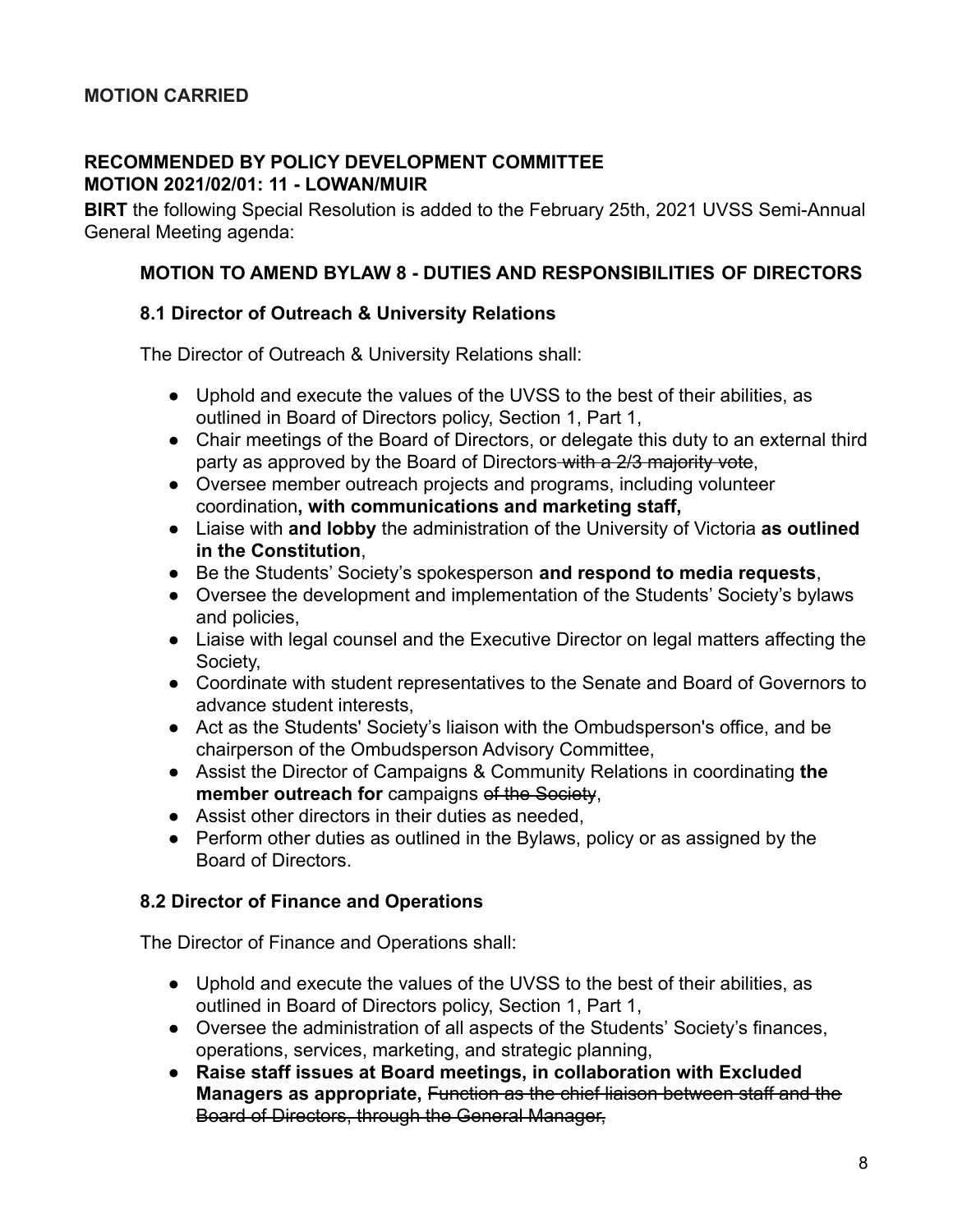**MOTION CARRIED**

**RECOMMENDED BY POLICY DEVELOPMENT COMMITTEE**
**MOTION 2021/02/01: 11 - LOWAN/MUIR**

**BIRT** the following Special Resolution is added to the February 25th, 2021 UVSS Semi-Annual General Meeting agenda:

### MOTION TO AMEND BYLAW 8 - DUTIES AND RESPONSIBILITIES OF DIRECTORS

#### 8.1 Director of Outreach & University Relations

The Director of Outreach & University Relations shall:

- Uphold and execute the values of the UVSS to the best of their abilities, as outlined in Board of Directors policy, Section 1, Part 1,
- Chair meetings of the Board of Directors, or delegate this duty to an external third party as approved by the Board of Directors ~~with a 2/3 majority vote~~,
- Oversee member outreach projects and programs, including volunteer coordination**, with communications and marketing staff,**
- Liaise with **and lobby** the administration of the University of Victoria **as outlined in the Constitution**,
- Be the Students' Society's spokesperson **and respond to media requests**,
- Oversee the development and implementation of the Students' Society's bylaws and policies,
- Liaise with legal counsel and the Executive Director on legal matters affecting the Society,
- Coordinate with student representatives to the Senate and Board of Governors to advance student interests,
- Act as the Students' Society's liaison with the Ombudsperson's office, and be chairperson of the Ombudsperson Advisory Committee,
- Assist the Director of Campaigns & Community Relations in coordinating **the member outreach for** campaigns ~~of the Society~~,
- Assist other directors in their duties as needed,
- Perform other duties as outlined in the Bylaws, policy or as assigned by the Board of Directors.

#### 8.2 Director of Finance and Operations

The Director of Finance and Operations shall:

- Uphold and execute the values of the UVSS to the best of their abilities, as outlined in Board of Directors policy, Section 1, Part 1,
- Oversee the administration of all aspects of the Students' Society's finances, operations, services, marketing, and strategic planning,
- **Raise staff issues at Board meetings, in collaboration with Excluded Managers as appropriate,** ~~Function as the chief liaison between staff and the Board of Directors, through the General Manager,~~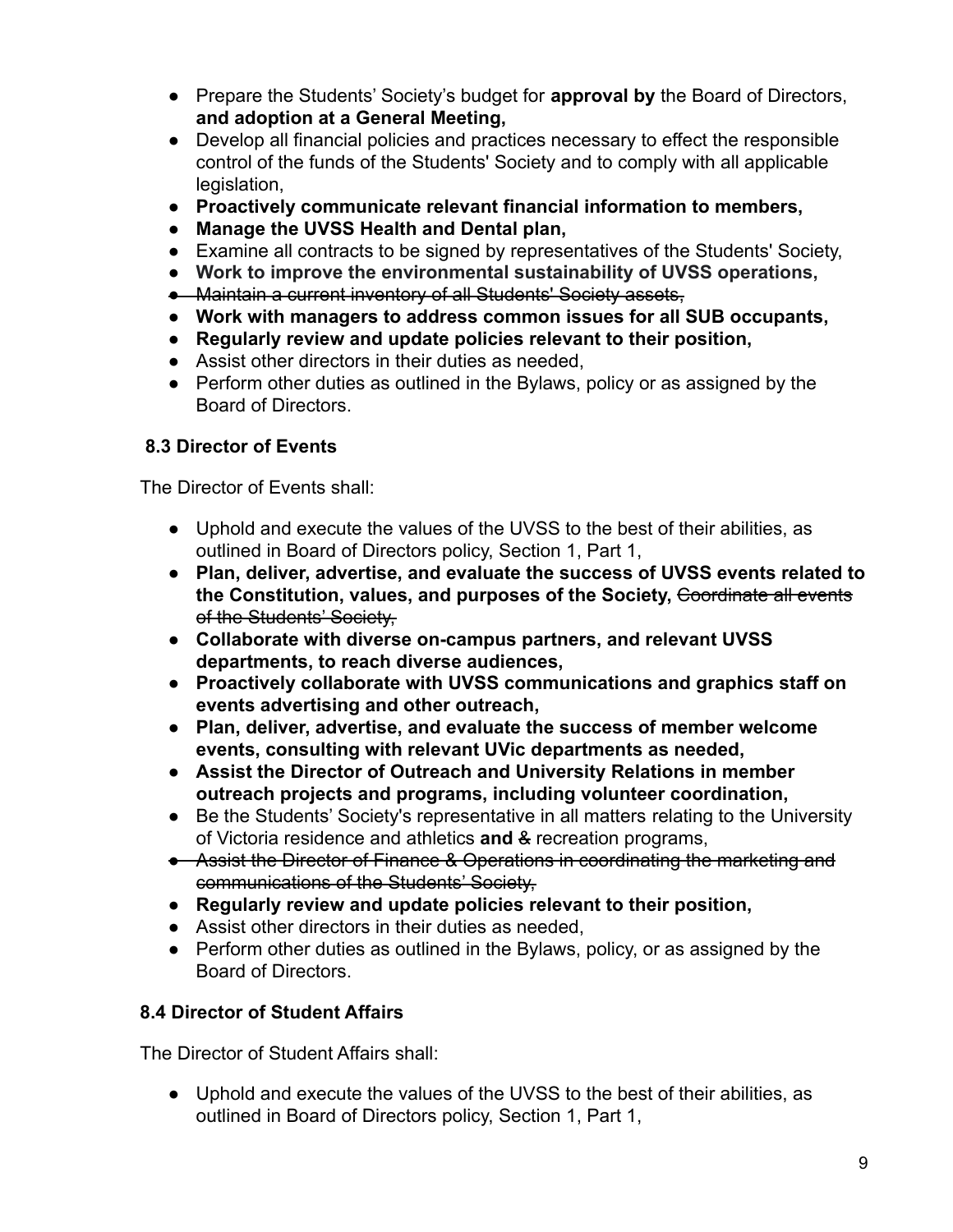- Prepare the Students' Society's budget for **approval by** the Board of Directors, **and adoption at a General Meeting,**
- Develop all financial policies and practices necessary to effect the responsible control of the funds of the Students' Society and to comply with all applicable legislation,
- **Proactively communicate relevant financial information to members,**
- **Manage the UVSS Health and Dental plan,**
- Examine all contracts to be signed by representatives of the Students' Society,
- **Work to improve the environmental sustainability of UVSS operations,**
- ~~Maintain a current inventory of all Students' Society assets,~~
- **Work with managers to address common issues for all SUB occupants,**
- **Regularly review and update policies relevant to their position,**
- Assist other directors in their duties as needed,
- Perform other duties as outlined in the Bylaws, policy or as assigned by the Board of Directors.

### 8.3 Director of Events

The Director of Events shall:

- Uphold and execute the values of the UVSS to the best of their abilities, as outlined in Board of Directors policy, Section 1, Part 1,
- **Plan, deliver, advertise, and evaluate the success of UVSS events related to the Constitution, values, and purposes of the Society,** ~~Coordinate all events of the Students' Society,~~
- **Collaborate with diverse on-campus partners, and relevant UVSS departments, to reach diverse audiences,**
- **Proactively collaborate with UVSS communications and graphics staff on events advertising and other outreach,**
- **Plan, deliver, advertise, and evaluate the success of member welcome events, consulting with relevant UVic departments as needed,**
- **Assist the Director of Outreach and University Relations in member outreach projects and programs, including volunteer coordination,**
- Be the Students' Society's representative in all matters relating to the University of Victoria residence and athletics **and** ~~&~~ recreation programs,
- ~~Assist the Director of Finance & Operations in coordinating the marketing and communications of the Students' Society,~~
- **Regularly review and update policies relevant to their position,**
- Assist other directors in their duties as needed,
- Perform other duties as outlined in the Bylaws, policy, or as assigned by the Board of Directors.

### 8.4 Director of Student Affairs

The Director of Student Affairs shall:

- Uphold and execute the values of the UVSS to the best of their abilities, as outlined in Board of Directors policy, Section 1, Part 1,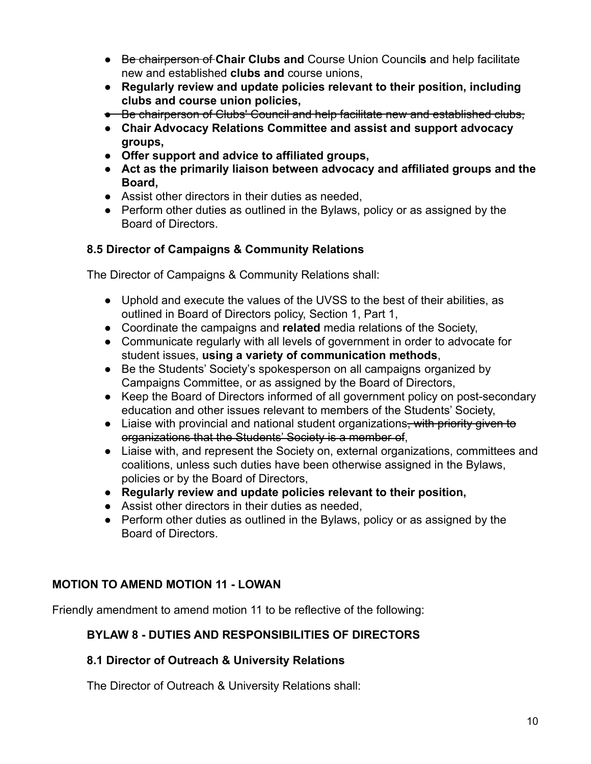- ~~Be chairperson of~~ **Chair Clubs and** Course Union Council**s** and help facilitate new and established **clubs and** course unions,
- **Regularly review and update policies relevant to their position, including clubs and course union policies,**
- ~~Be chairperson of Clubs' Council and help facilitate new and established clubs,~~
- **Chair Advocacy Relations Committee and assist and support advocacy groups,**
- **Offer support and advice to affiliated groups,**
- **Act as the primarily liaison between advocacy and affiliated groups and the Board,**
- Assist other directors in their duties as needed,
- Perform other duties as outlined in the Bylaws, policy or as assigned by the Board of Directors.

### 8.5 Director of Campaigns & Community Relations

The Director of Campaigns & Community Relations shall:

- Uphold and execute the values of the UVSS to the best of their abilities, as outlined in Board of Directors policy, Section 1, Part 1,
- Coordinate the campaigns and **related** media relations of the Society,
- Communicate regularly with all levels of government in order to advocate for student issues, **using a variety of communication methods**,
- Be the Students' Society's spokesperson on all campaigns organized by Campaigns Committee, or as assigned by the Board of Directors,
- Keep the Board of Directors informed of all government policy on post-secondary education and other issues relevant to members of the Students' Society,
- Liaise with provincial and national student organizations~~, with priority given to organizations that the Students' Society is a member of~~,
- Liaise with, and represent the Society on, external organizations, committees and coalitions, unless such duties have been otherwise assigned in the Bylaws, policies or by the Board of Directors,
- **Regularly review and update policies relevant to their position,**
- Assist other directors in their duties as needed,
- Perform other duties as outlined in the Bylaws, policy or as assigned by the Board of Directors.

## MOTION TO AMEND MOTION 11 - LOWAN

Friendly amendment to amend motion 11 to be reflective of the following:

### BYLAW 8 - DUTIES AND RESPONSIBILITIES OF DIRECTORS

### 8.1 Director of Outreach & University Relations

The Director of Outreach & University Relations shall: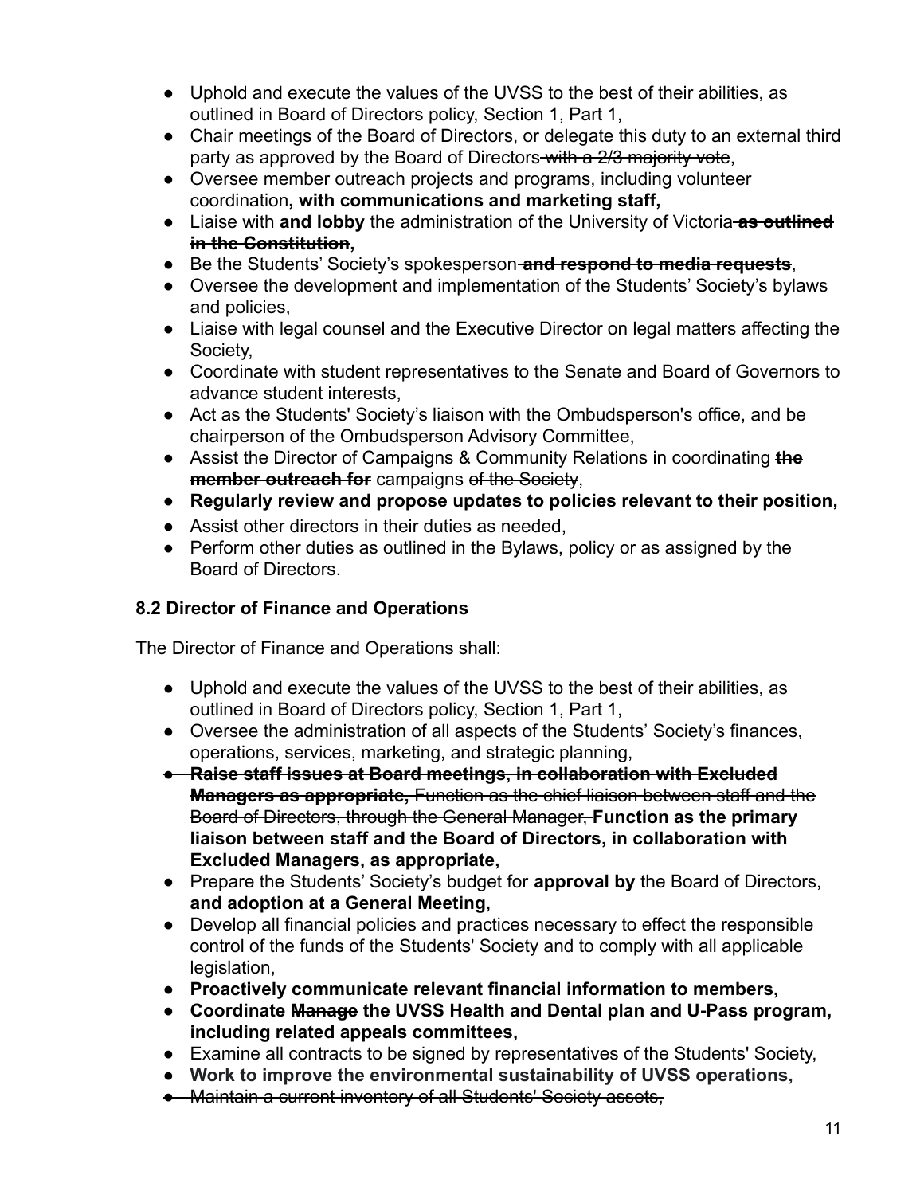- Uphold and execute the values of the UVSS to the best of their abilities, as outlined in Board of Directors policy, Section 1, Part 1,
- Chair meetings of the Board of Directors, or delegate this duty to an external third party as approved by the Board of Directors ~~with a 2/3 majority vote~~,
- Oversee member outreach projects and programs, including volunteer coordination**, with communications and marketing staff,**
- Liaise with **and lobby** the administration of the University of Victoria ~~**as outlined in the Constitution**~~,
- Be the Students' Society's spokesperson ~~**and respond to media requests**~~,
- Oversee the development and implementation of the Students' Society's bylaws and policies,
- Liaise with legal counsel and the Executive Director on legal matters affecting the Society,
- Coordinate with student representatives to the Senate and Board of Governors to advance student interests,
- Act as the Students' Society's liaison with the Ombudsperson's office, and be chairperson of the Ombudsperson Advisory Committee,
- Assist the Director of Campaigns & Community Relations in coordinating ~~**the member outreach for**~~ campaigns ~~of the Society~~,
- **Regularly review and propose updates to policies relevant to their position,**
- Assist other directors in their duties as needed,
- Perform other duties as outlined in the Bylaws, policy or as assigned by the Board of Directors.

### 8.2 Director of Finance and Operations

The Director of Finance and Operations shall:

- Uphold and execute the values of the UVSS to the best of their abilities, as outlined in Board of Directors policy, Section 1, Part 1,
- Oversee the administration of all aspects of the Students' Society's finances, operations, services, marketing, and strategic planning,
- ~~**Raise staff issues at Board meetings, in collaboration with Excluded Managers as appropriate,** Function as the chief liaison between staff and the Board of Directors, through the General Manager,~~ **Function as the primary liaison between staff and the Board of Directors, in collaboration with Excluded Managers, as appropriate,**
- Prepare the Students' Society's budget for **approval by** the Board of Directors, **and adoption at a General Meeting,**
- Develop all financial policies and practices necessary to effect the responsible control of the funds of the Students' Society and to comply with all applicable legislation,
- **Proactively communicate relevant financial information to members,**
- **Coordinate ~~Manage~~ the UVSS Health and Dental plan and U-Pass program, including related appeals committees,**
- Examine all contracts to be signed by representatives of the Students' Society,
- **Work to improve the environmental sustainability of UVSS operations,**
- ~~Maintain a current inventory of all Students' Society assets,~~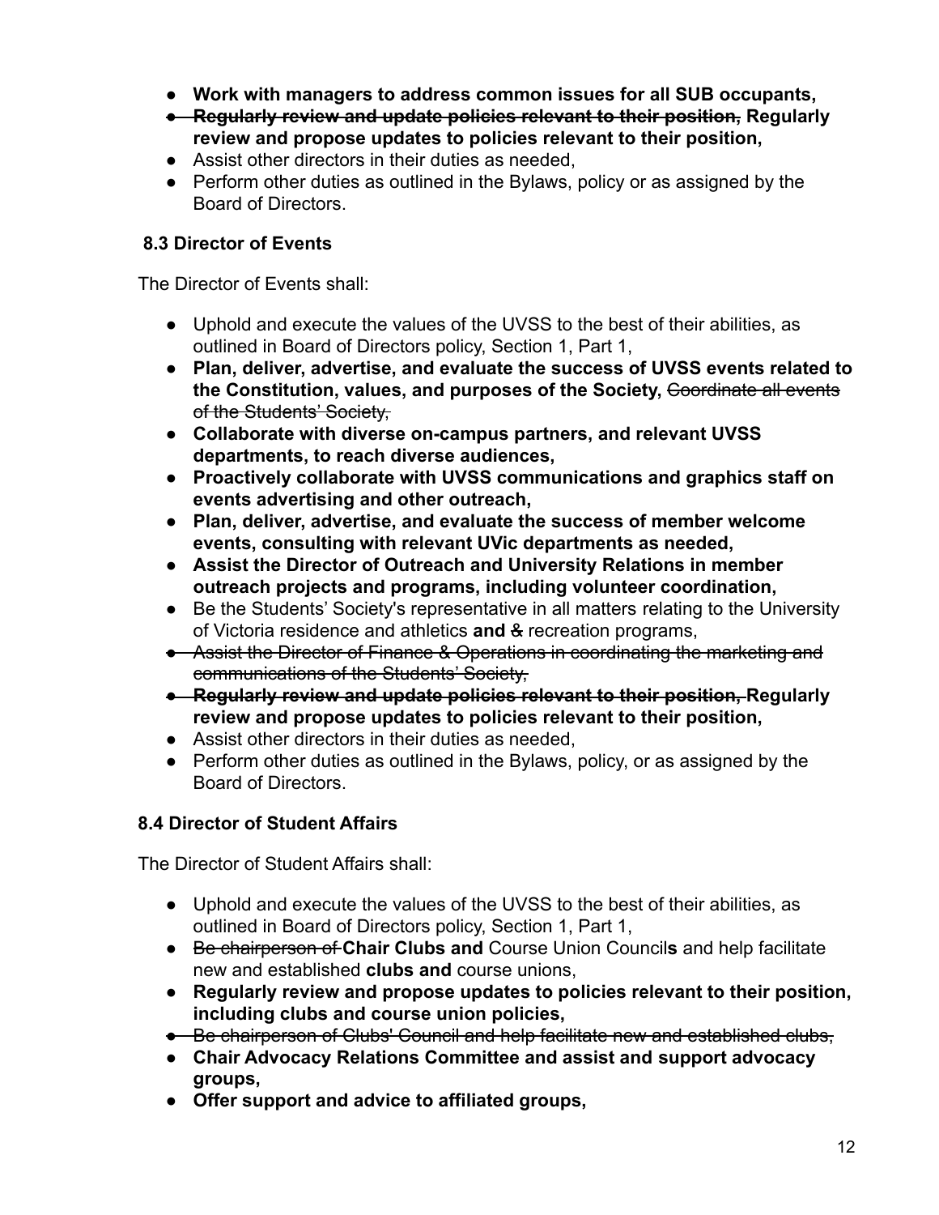- **Work with managers to address common issues for all SUB occupants,**
- ~~Regularly review and update policies relevant to their position,~~ **Regularly review and propose updates to policies relevant to their position,**
- Assist other directors in their duties as needed,
- Perform other duties as outlined in the Bylaws, policy or as assigned by the Board of Directors.

### 8.3 Director of Events

The Director of Events shall:

- Uphold and execute the values of the UVSS to the best of their abilities, as outlined in Board of Directors policy, Section 1, Part 1,
- **Plan, deliver, advertise, and evaluate the success of UVSS events related to the Constitution, values, and purposes of the Society,** ~~Coordinate all events of the Students' Society,~~
- **Collaborate with diverse on-campus partners, and relevant UVSS departments, to reach diverse audiences,**
- **Proactively collaborate with UVSS communications and graphics staff on events advertising and other outreach,**
- **Plan, deliver, advertise, and evaluate the success of member welcome events, consulting with relevant UVic departments as needed,**
- **Assist the Director of Outreach and University Relations in member outreach projects and programs, including volunteer coordination,**
- Be the Students' Society's representative in all matters relating to the University of Victoria residence and athletics **and** ~~&~~ recreation programs,
- ~~Assist the Director of Finance & Operations in coordinating the marketing and communications of the Students' Society,~~
- ~~Regularly review and update policies relevant to their position,~~ **Regularly review and propose updates to policies relevant to their position,**
- Assist other directors in their duties as needed,
- Perform other duties as outlined in the Bylaws, policy, or as assigned by the Board of Directors.

### 8.4 Director of Student Affairs

The Director of Student Affairs shall:

- Uphold and execute the values of the UVSS to the best of their abilities, as outlined in Board of Directors policy, Section 1, Part 1,
- ~~Be chairperson of~~ **Chair Clubs and** Course Union Council**s** and help facilitate new and established **clubs and** course unions,
- **Regularly review and propose updates to policies relevant to their position, including clubs and course union policies,**
- ~~Be chairperson of Clubs' Council and help facilitate new and established clubs,~~
- **Chair Advocacy Relations Committee and assist and support advocacy groups,**
- **Offer support and advice to affiliated groups,**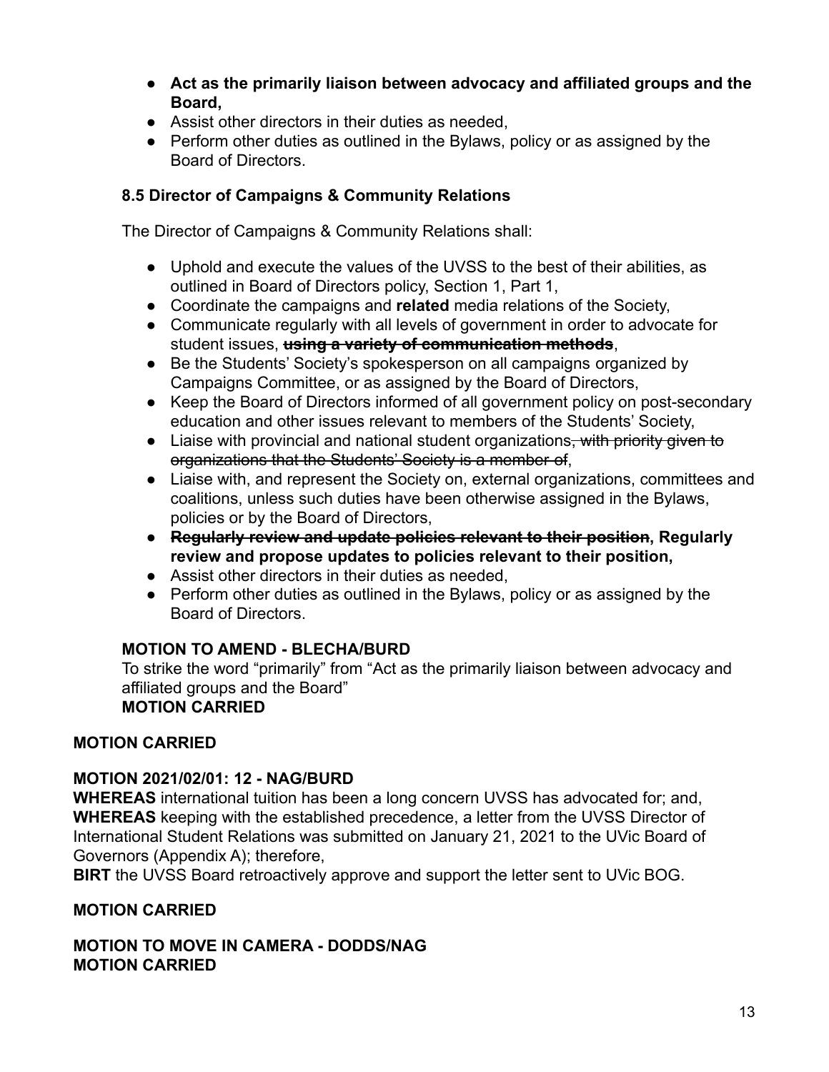- **Act as the primarily liaison between advocacy and affiliated groups and the Board,**
- Assist other directors in their duties as needed,
- Perform other duties as outlined in the Bylaws, policy or as assigned by the Board of Directors.

### 8.5 Director of Campaigns & Community Relations

The Director of Campaigns & Community Relations shall:

- Uphold and execute the values of the UVSS to the best of their abilities, as outlined in Board of Directors policy, Section 1, Part 1,
- Coordinate the campaigns and **related** media relations of the Society,
- Communicate regularly with all levels of government in order to advocate for student issues, ~~**using a variety of communication methods**~~,
- Be the Students' Society's spokesperson on all campaigns organized by Campaigns Committee, or as assigned by the Board of Directors,
- Keep the Board of Directors informed of all government policy on post-secondary education and other issues relevant to members of the Students' Society,
- Liaise with provincial and national student organizations~~, with priority given to organizations that the Students' Society is a member of~~,
- Liaise with, and represent the Society on, external organizations, committees and coalitions, unless such duties have been otherwise assigned in the Bylaws, policies or by the Board of Directors,
- ~~**Regularly review and update policies relevant to their position**~~**, Regularly review and propose updates to policies relevant to their position,**
- Assist other directors in their duties as needed,
- Perform other duties as outlined in the Bylaws, policy or as assigned by the Board of Directors.

**MOTION TO AMEND - BLECHA/BURD**
To strike the word "primarily" from "Act as the primarily liaison between advocacy and affiliated groups and the Board"
**MOTION CARRIED**

**MOTION CARRIED**

**MOTION 2021/02/01: 12 - NAG/BURD**
**WHEREAS** international tuition has been a long concern UVSS has advocated for; and,
**WHEREAS** keeping with the established precedence, a letter from the UVSS Director of International Student Relations was submitted on January 21, 2021 to the UVic Board of Governors (Appendix A); therefore,
**BIRT** the UVSS Board retroactively approve and support the letter sent to UVic BOG.

**MOTION CARRIED**

**MOTION TO MOVE IN CAMERA - DODDS/NAG**
**MOTION CARRIED**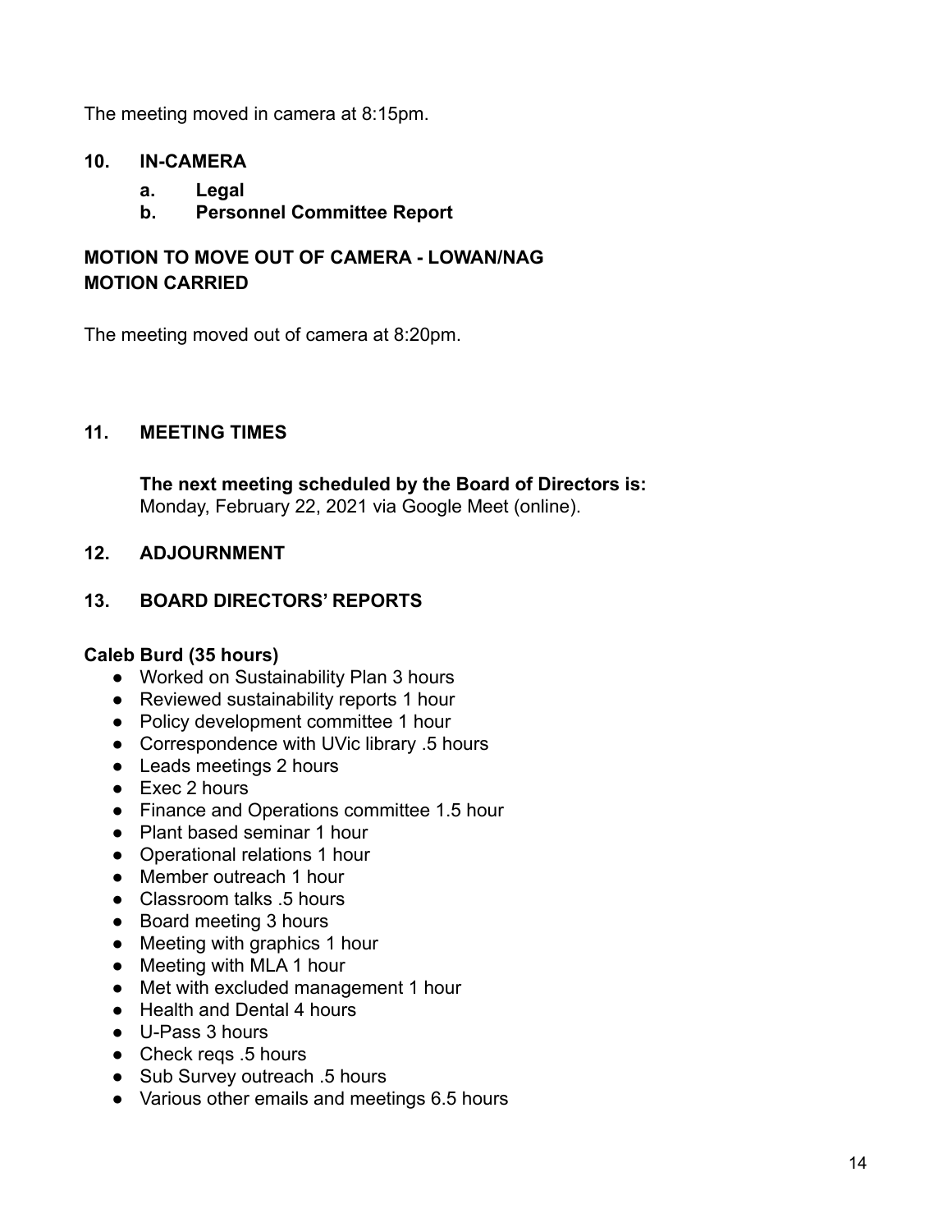The meeting moved in camera at 8:15pm.

## 10. IN-CAMERA

- **a. Legal**
- **b. Personnel Committee Report**

**MOTION TO MOVE OUT OF CAMERA - LOWAN/NAG**
**MOTION CARRIED**

The meeting moved out of camera at 8:20pm.

## 11. MEETING TIMES

**The next meeting scheduled by the Board of Directors is:**
Monday, February 22, 2021 via Google Meet (online).

## 12. ADJOURNMENT

## 13. BOARD DIRECTORS' REPORTS

**Caleb Burd (35 hours)**

- Worked on Sustainability Plan 3 hours
- Reviewed sustainability reports 1 hour
- Policy development committee 1 hour
- Correspondence with UVic library .5 hours
- Leads meetings 2 hours
- Exec 2 hours
- Finance and Operations committee 1.5 hour
- Plant based seminar 1 hour
- Operational relations 1 hour
- Member outreach 1 hour
- Classroom talks .5 hours
- Board meeting 3 hours
- Meeting with graphics 1 hour
- Meeting with MLA 1 hour
- Met with excluded management 1 hour
- Health and Dental 4 hours
- U-Pass 3 hours
- Check reqs .5 hours
- Sub Survey outreach .5 hours
- Various other emails and meetings 6.5 hours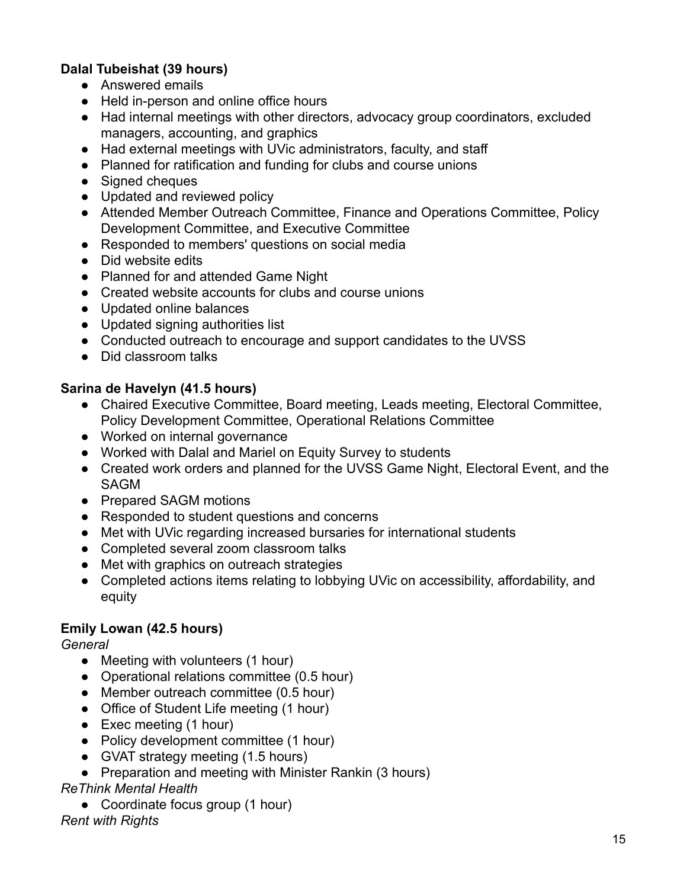**Dalal Tubeishat (39 hours)**

- Answered emails
- Held in-person and online office hours
- Had internal meetings with other directors, advocacy group coordinators, excluded managers, accounting, and graphics
- Had external meetings with UVic administrators, faculty, and staff
- Planned for ratification and funding for clubs and course unions
- Signed cheques
- Updated and reviewed policy
- Attended Member Outreach Committee, Finance and Operations Committee, Policy Development Committee, and Executive Committee
- Responded to members' questions on social media
- Did website edits
- Planned for and attended Game Night
- Created website accounts for clubs and course unions
- Updated online balances
- Updated signing authorities list
- Conducted outreach to encourage and support candidates to the UVSS
- Did classroom talks

**Sarina de Havelyn (41.5 hours)**

- Chaired Executive Committee, Board meeting, Leads meeting, Electoral Committee, Policy Development Committee, Operational Relations Committee
- Worked on internal governance
- Worked with Dalal and Mariel on Equity Survey to students
- Created work orders and planned for the UVSS Game Night, Electoral Event, and the SAGM
- Prepared SAGM motions
- Responded to student questions and concerns
- Met with UVic regarding increased bursaries for international students
- Completed several zoom classroom talks
- Met with graphics on outreach strategies
- Completed actions items relating to lobbying UVic on accessibility, affordability, and equity

**Emily Lowan (42.5 hours)**

*General*

- Meeting with volunteers (1 hour)
- Operational relations committee (0.5 hour)
- Member outreach committee (0.5 hour)
- Office of Student Life meeting (1 hour)
- Exec meeting (1 hour)
- Policy development committee (1 hour)
- GVAT strategy meeting (1.5 hours)
- Preparation and meeting with Minister Rankin (3 hours)

*ReThink Mental Health*

- Coordinate focus group (1 hour)

*Rent with Rights*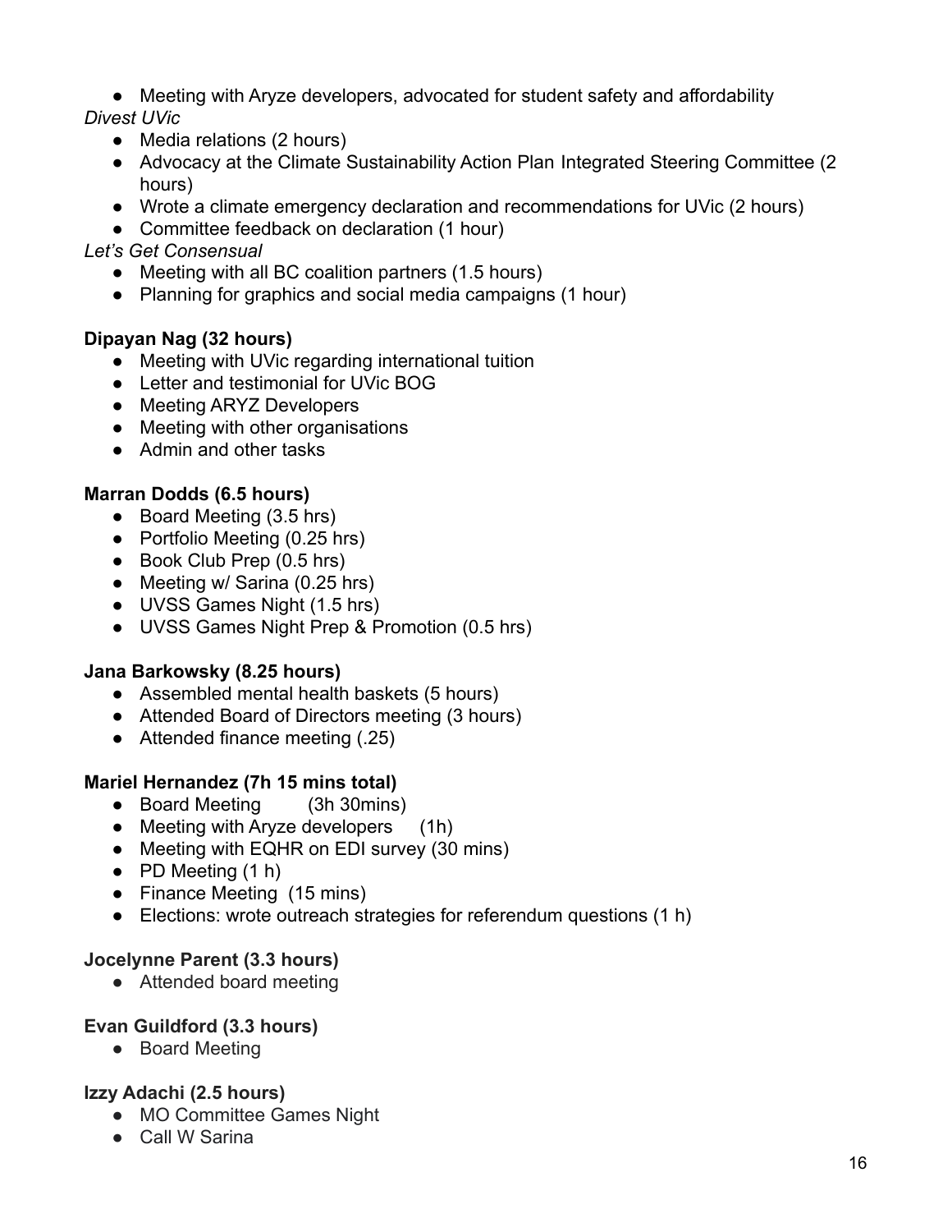- Meeting with Aryze developers, advocated for student safety and affordability

*Divest UVic*

- Media relations (2 hours)
- Advocacy at the Climate Sustainability Action Plan Integrated Steering Committee (2 hours)
- Wrote a climate emergency declaration and recommendations for UVic (2 hours)
- Committee feedback on declaration (1 hour)

*Let's Get Consensual*

- Meeting with all BC coalition partners (1.5 hours)
- Planning for graphics and social media campaigns (1 hour)

**Dipayan Nag (32 hours)**

- Meeting with UVic regarding international tuition
- Letter and testimonial for UVic BOG
- Meeting ARYZ Developers
- Meeting with other organisations
- Admin and other tasks

**Marran Dodds (6.5 hours)**

- Board Meeting (3.5 hrs)
- Portfolio Meeting (0.25 hrs)
- Book Club Prep (0.5 hrs)
- Meeting w/ Sarina (0.25 hrs)
- UVSS Games Night (1.5 hrs)
- UVSS Games Night Prep & Promotion (0.5 hrs)

**Jana Barkowsky (8.25 hours)**

- Assembled mental health baskets (5 hours)
- Attended Board of Directors meeting (3 hours)
- Attended finance meeting (.25)

**Mariel Hernandez (7h 15 mins total)**

- Board Meeting (3h 30mins)
- Meeting with Aryze developers (1h)
- Meeting with EQHR on EDI survey (30 mins)
- PD Meeting (1 h)
- Finance Meeting (15 mins)
- Elections: wrote outreach strategies for referendum questions (1 h)

**Jocelynne Parent (3.3 hours)**

- Attended board meeting

**Evan Guildford (3.3 hours)**

- Board Meeting

**Izzy Adachi (2.5 hours)**

- MO Committee Games Night
- Call W Sarina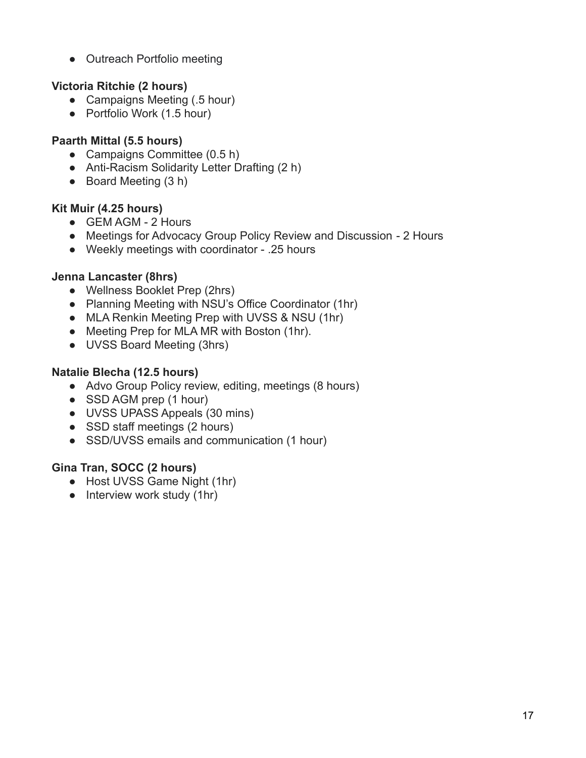- Outreach Portfolio meeting

**Victoria Ritchie (2 hours)**

- Campaigns Meeting (.5 hour)
- Portfolio Work (1.5 hour)

**Paarth Mittal (5.5 hours)**

- Campaigns Committee (0.5 h)
- Anti-Racism Solidarity Letter Drafting (2 h)
- Board Meeting (3 h)

**Kit Muir (4.25 hours)**

- GEM AGM - 2 Hours
- Meetings for Advocacy Group Policy Review and Discussion - 2 Hours
- Weekly meetings with coordinator - .25 hours

**Jenna Lancaster (8hrs)**

- Wellness Booklet Prep (2hrs)
- Planning Meeting with NSU's Office Coordinator (1hr)
- MLA Renkin Meeting Prep with UVSS & NSU (1hr)
- Meeting Prep for MLA MR with Boston (1hr).
- UVSS Board Meeting (3hrs)

**Natalie Blecha (12.5 hours)**

- Advo Group Policy review, editing, meetings (8 hours)
- SSD AGM prep (1 hour)
- UVSS UPASS Appeals (30 mins)
- SSD staff meetings (2 hours)
- SSD/UVSS emails and communication (1 hour)

**Gina Tran, SOCC (2 hours)**

- Host UVSS Game Night (1hr)
- Interview work study (1hr)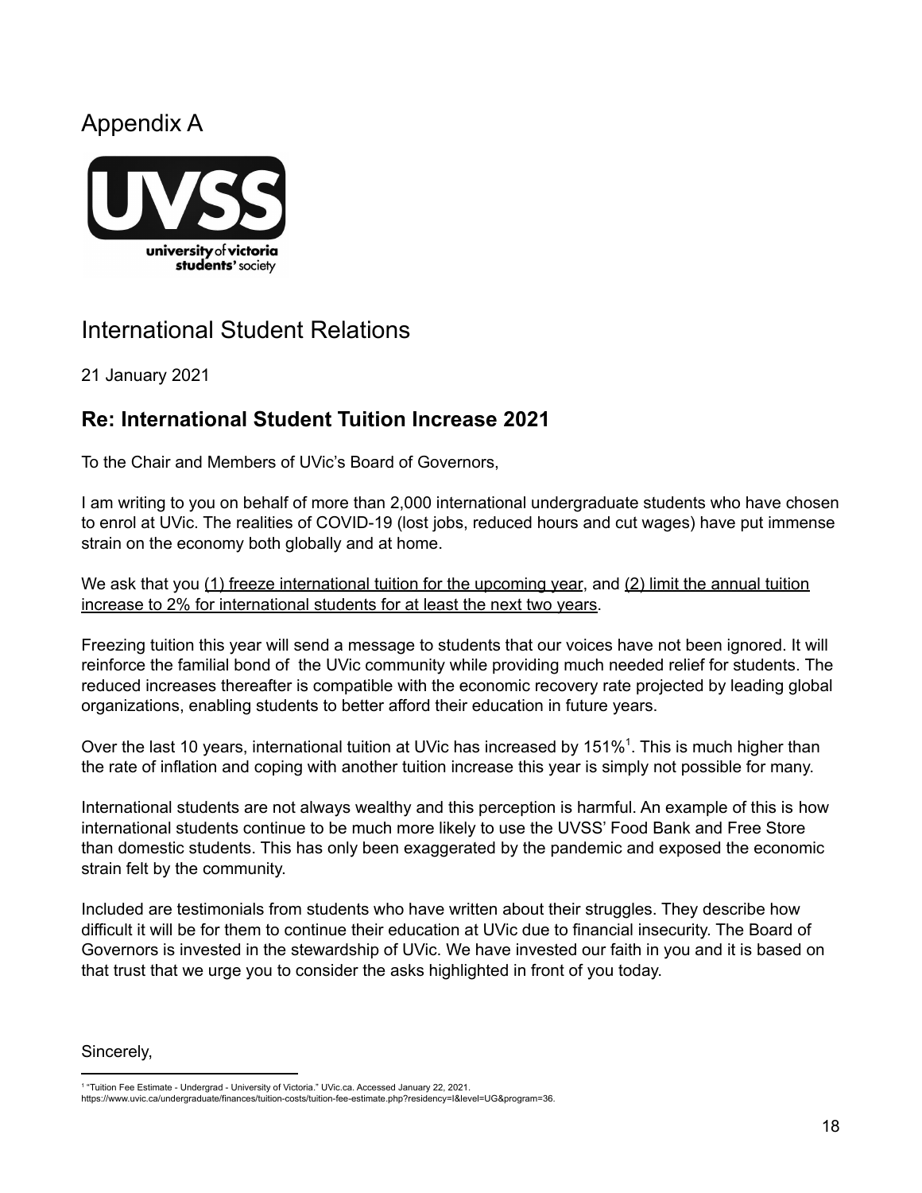# Appendix A

UVSS

university of victoria students' society

## International Student Relations

21 January 2021

### Re: International Student Tuition Increase 2021

To the Chair and Members of UVic's Board of Governors,

I am writing to you on behalf of more than 2,000 international undergraduate students who have chosen to enrol at UVic. The realities of COVID-19 (lost jobs, reduced hours and cut wages) have put immense strain on the economy both globally and at home.

We ask that you (1) freeze international tuition for the upcoming year, and (2) limit the annual tuition increase to 2% for international students for at least the next two years.

Freezing tuition this year will send a message to students that our voices have not been ignored. It will reinforce the familial bond of the UVic community while providing much needed relief for students. The reduced increases thereafter is compatible with the economic recovery rate projected by leading global organizations, enabling students to better afford their education in future years.

Over the last 10 years, international tuition at UVic has increased by 151%[1]. This is much higher than the rate of inflation and coping with another tuition increase this year is simply not possible for many.

International students are not always wealthy and this perception is harmful. An example of this is how international students continue to be much more likely to use the UVSS' Food Bank and Free Store than domestic students. This has only been exaggerated by the pandemic and exposed the economic strain felt by the community.

Included are testimonials from students who have written about their struggles. They describe how difficult it will be for them to continue their education at UVic due to financial insecurity. The Board of Governors is invested in the stewardship of UVic. We have invested our faith in you and it is based on that trust that we urge you to consider the asks highlighted in front of you today.

Sincerely,

---

[1] "Tuition Fee Estimate - Undergrad - University of Victoria." UVic.ca. Accessed January 22, 2021. https://www.uvic.ca/undergraduate/finances/tuition-costs/tuition-fee-estimate.php?residency=I&level=UG&program=36.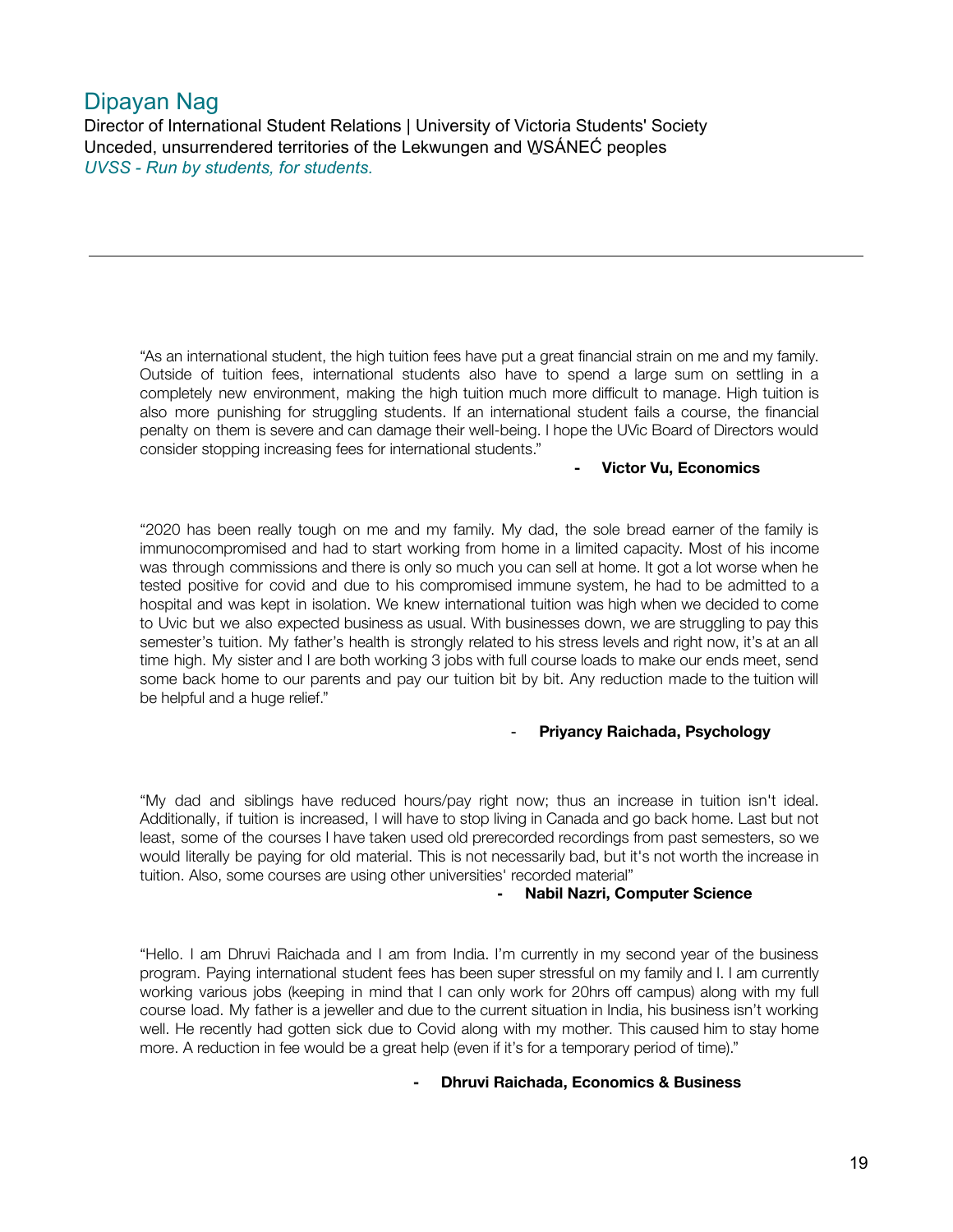## Dipayan Nag

Director of International Student Relations | University of Victoria Students' Society
Unceded, unsurrendered territories of the Lekwungen and W̱SÁNEĆ peoples
*UVSS - Run by students, for students.*

---

"As an international student, the high tuition fees have put a great financial strain on me and my family. Outside of tuition fees, international students also have to spend a large sum on settling in a completely new environment, making the high tuition much more difficult to manage. High tuition is also more punishing for struggling students. If an international student fails a course, the financial penalty on them is severe and can damage their well-being. I hope the UVic Board of Directors would consider stopping increasing fees for international students."

- **Victor Vu, Economics**

"2020 has been really tough on me and my family. My dad, the sole bread earner of the family is immunocompromised and had to start working from home in a limited capacity. Most of his income was through commissions and there is only so much you can sell at home. It got a lot worse when he tested positive for covid and due to his compromised immune system, he had to be admitted to a hospital and was kept in isolation. We knew international tuition was high when we decided to come to Uvic but we also expected business as usual. With businesses down, we are struggling to pay this semester's tuition. My father's health is strongly related to his stress levels and right now, it's at an all time high. My sister and I are both working 3 jobs with full course loads to make our ends meet, send some back home to our parents and pay our tuition bit by bit. Any reduction made to the tuition will be helpful and a huge relief."

- **Priyancy Raichada, Psychology**

"My dad and siblings have reduced hours/pay right now; thus an increase in tuition isn't ideal. Additionally, if tuition is increased, I will have to stop living in Canada and go back home. Last but not least, some of the courses I have taken used old prerecorded recordings from past semesters, so we would literally be paying for old material. This is not necessarily bad, but it's not worth the increase in tuition. Also, some courses are using other universities' recorded material"

- **Nabil Nazri, Computer Science**

"Hello. I am Dhruvi Raichada and I am from India. I'm currently in my second year of the business program. Paying international student fees has been super stressful on my family and I. I am currently working various jobs (keeping in mind that I can only work for 20hrs off campus) along with my full course load. My father is a jeweller and due to the current situation in India, his business isn't working well. He recently had gotten sick due to Covid along with my mother. This caused him to stay home more. A reduction in fee would be a great help (even if it's for a temporary period of time)."

- **Dhruvi Raichada, Economics & Business**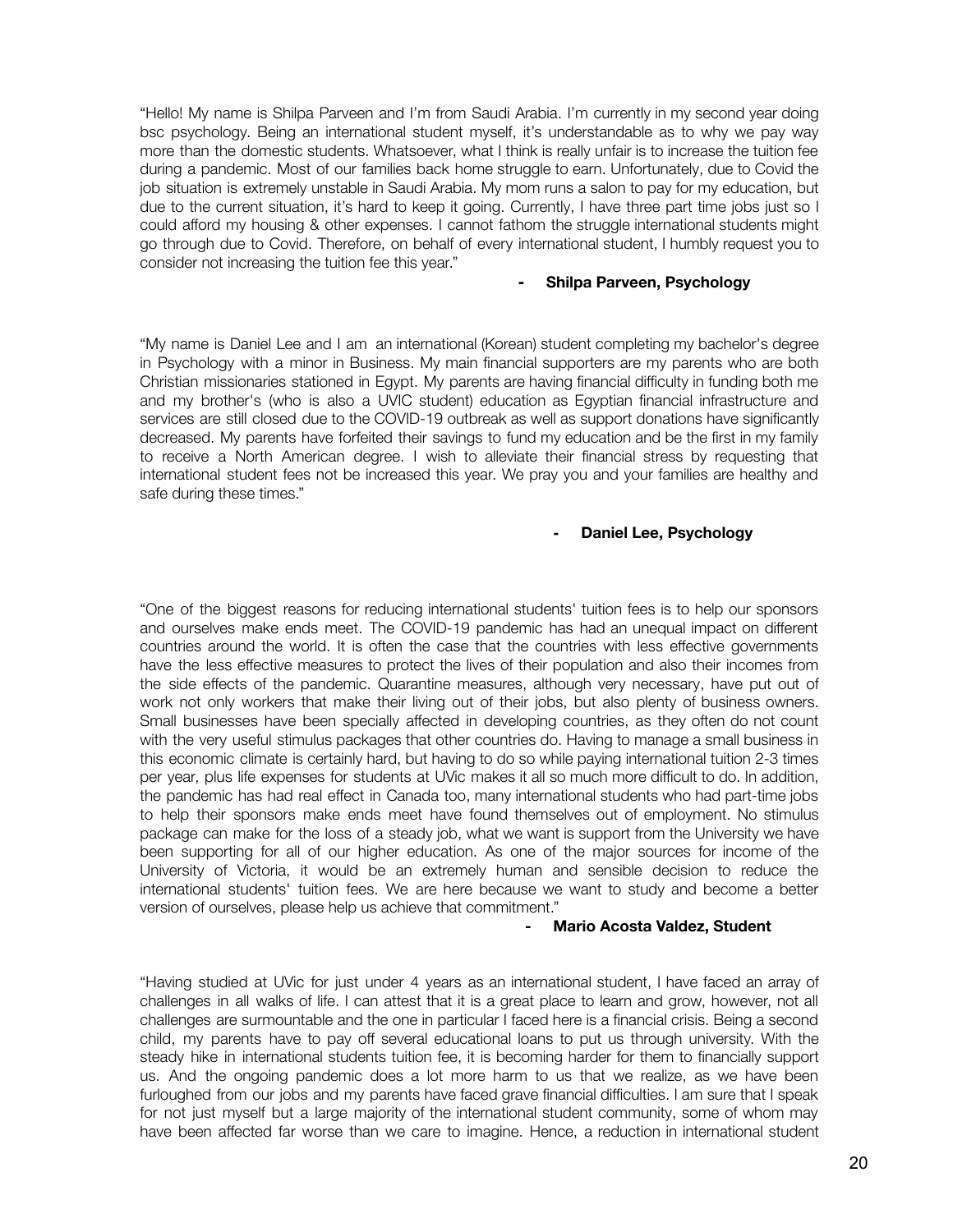"Hello! My name is Shilpa Parveen and I'm from Saudi Arabia. I'm currently in my second year doing bsc psychology. Being an international student myself, it's understandable as to why we pay way more than the domestic students. Whatsoever, what I think is really unfair is to increase the tuition fee during a pandemic. Most of our families back home struggle to earn. Unfortunately, due to Covid the job situation is extremely unstable in Saudi Arabia. My mom runs a salon to pay for my education, but due to the current situation, it's hard to keep it going. Currently, I have three part time jobs just so I could afford my housing & other expenses. I cannot fathom the struggle international students might go through due to Covid. Therefore, on behalf of every international student, I humbly request you to consider not increasing the tuition fee this year."

- **Shilpa Parveen, Psychology**

"My name is Daniel Lee and I am an international (Korean) student completing my bachelor's degree in Psychology with a minor in Business. My main financial supporters are my parents who are both Christian missionaries stationed in Egypt. My parents are having financial difficulty in funding both me and my brother's (who is also a UVIC student) education as Egyptian financial infrastructure and services are still closed due to the COVID-19 outbreak as well as support donations have significantly decreased. My parents have forfeited their savings to fund my education and be the first in my family to receive a North American degree. I wish to alleviate their financial stress by requesting that international student fees not be increased this year. We pray you and your families are healthy and safe during these times."

- **Daniel Lee, Psychology**

"One of the biggest reasons for reducing international students' tuition fees is to help our sponsors and ourselves make ends meet. The COVID-19 pandemic has had an unequal impact on different countries around the world. It is often the case that the countries with less effective governments have the less effective measures to protect the lives of their population and also their incomes from the side effects of the pandemic. Quarantine measures, although very necessary, have put out of work not only workers that make their living out of their jobs, but also plenty of business owners. Small businesses have been specially affected in developing countries, as they often do not count with the very useful stimulus packages that other countries do. Having to manage a small business in this economic climate is certainly hard, but having to do so while paying international tuition 2-3 times per year, plus life expenses for students at UVic makes it all so much more difficult to do. In addition, the pandemic has had real effect in Canada too, many international students who had part-time jobs to help their sponsors make ends meet have found themselves out of employment. No stimulus package can make for the loss of a steady job, what we want is support from the University we have been supporting for all of our higher education. As one of the major sources for income of the University of Victoria, it would be an extremely human and sensible decision to reduce the international students' tuition fees. We are here because we want to study and become a better version of ourselves, please help us achieve that commitment."

- **Mario Acosta Valdez, Student**

"Having studied at UVic for just under 4 years as an international student, I have faced an array of challenges in all walks of life. I can attest that it is a great place to learn and grow, however, not all challenges are surmountable and the one in particular I faced here is a financial crisis. Being a second child, my parents have to pay off several educational loans to put us through university. With the steady hike in international students tuition fee, it is becoming harder for them to financially support us. And the ongoing pandemic does a lot more harm to us that we realize, as we have been furloughed from our jobs and my parents have faced grave financial difficulties. I am sure that I speak for not just myself but a large majority of the international student community, some of whom may have been affected far worse than we care to imagine. Hence, a reduction in international student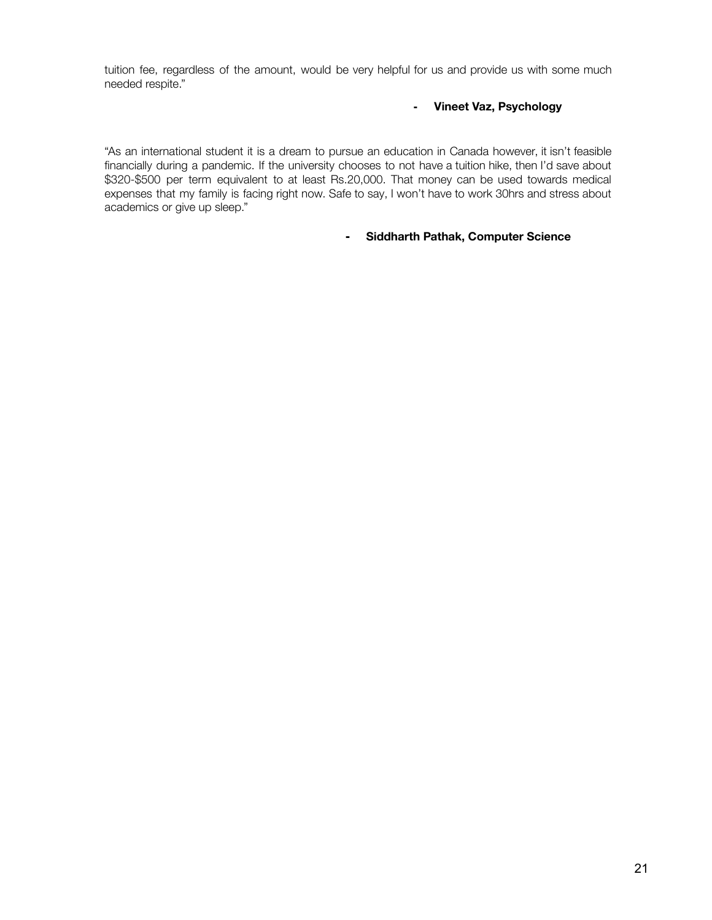tuition fee, regardless of the amount, would be very helpful for us and provide us with some much needed respite."

- **Vineet Vaz, Psychology**

"As an international student it is a dream to pursue an education in Canada however, it isn't feasible financially during a pandemic. If the university chooses to not have a tuition hike, then I'd save about $320-$500 per term equivalent to at least Rs.20,000. That money can be used towards medical expenses that my family is facing right now. Safe to say, I won't have to work 30hrs and stress about academics or give up sleep."

- **Siddharth Pathak, Computer Science**